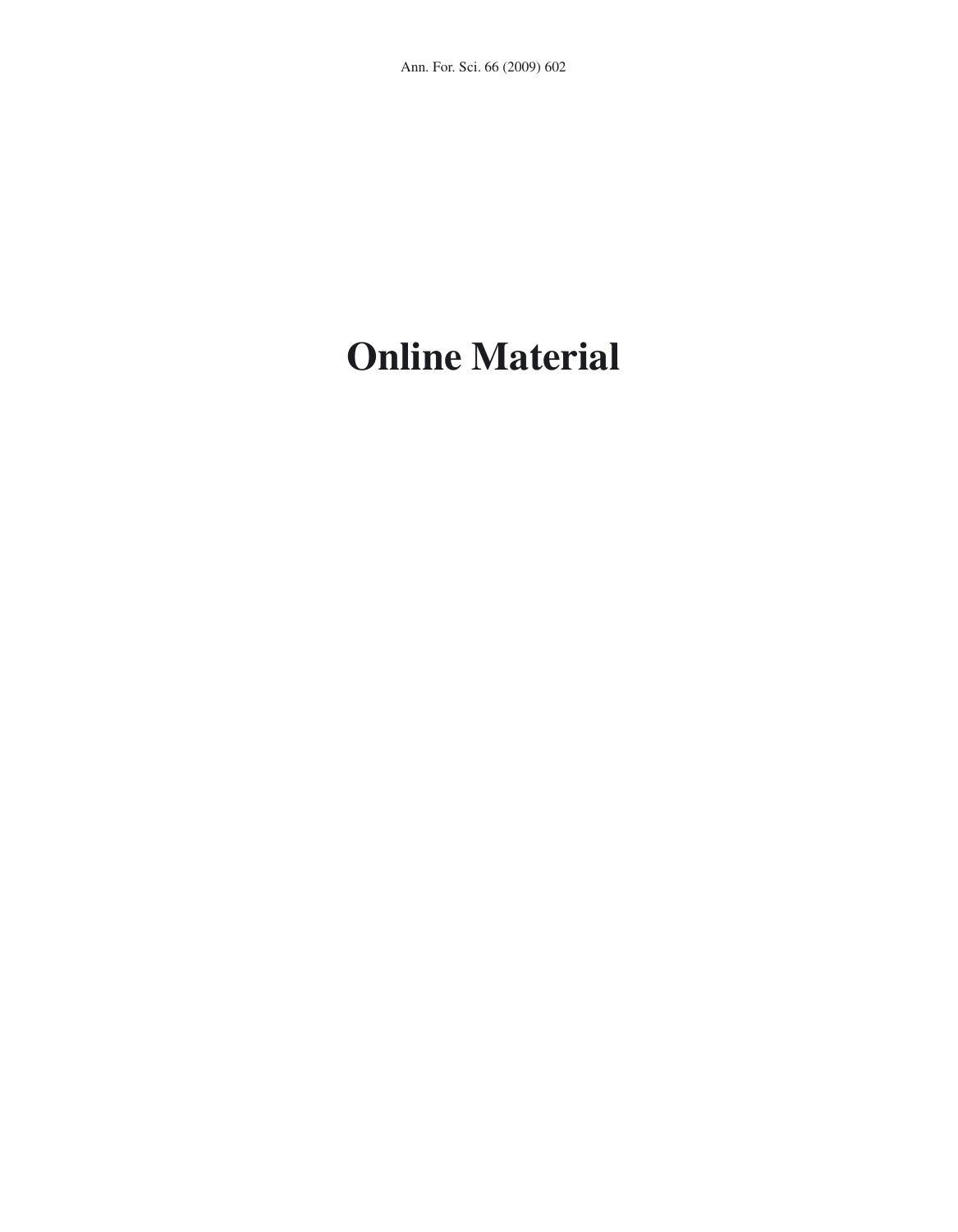# Online Material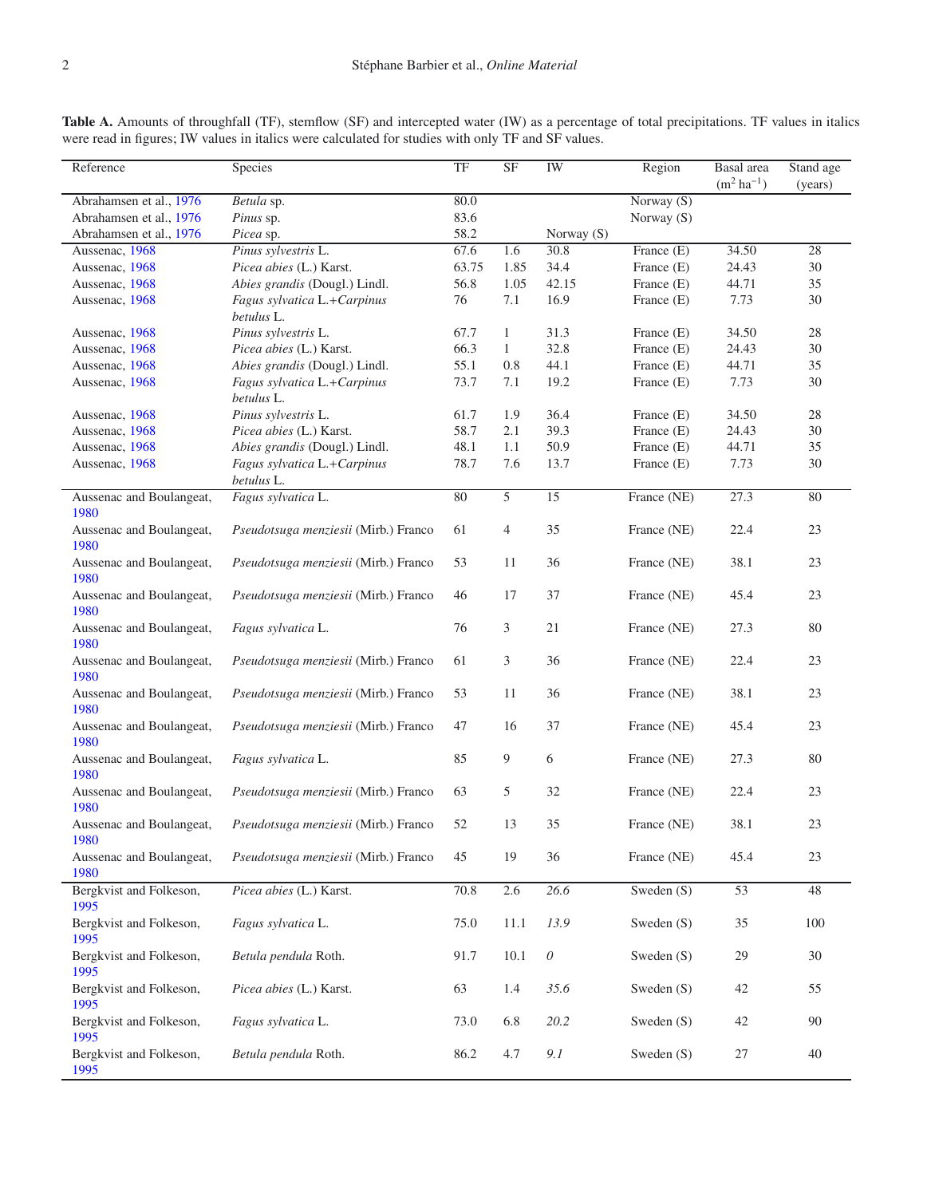**Table A.** Amounts of throughfall (TF), stemflow (SF) and intercepted water (IW) as a percentage of total precipitations. TF values in italics were read in figures; IW values in italics were calculated for studies with only TF and SF values.

| Reference | Species | TF | SF | IW | Region | Basal area ($m^2$ $ha^{-1}$) | Stand age (years) |
|---|---|---|---|---|---|---|---|
| Abrahamsen et al., 1976 | *Betula* sp. | 80.0 | | | Norway (S) | | |
| Abrahamsen et al., 1976 | *Pinus* sp. | 83.6 | | | Norway (S) | | |
| Abrahamsen et al., 1976 | *Picea* sp. | 58.2 | | Norway (S) | | | |
| Aussenac, 1968 | *Pinus sylvestris* L. | 67.6 | 1.6 | 30.8 | France (E) | 34.50 | 28 |
| Aussenac, 1968 | *Picea abies* (L.) Karst. | 63.75 | 1.85 | 34.4 | France (E) | 24.43 | 30 |
| Aussenac, 1968 | *Abies grandis* (Dougl.) Lindl. | 56.8 | 1.05 | 42.15 | France (E) | 44.71 | 35 |
| Aussenac, 1968 | *Fagus sylvatica* L.+*Carpinus betulus* L. | 76 | 7.1 | 16.9 | France (E) | 7.73 | 30 |
| Aussenac, 1968 | *Pinus sylvestris* L. | 67.7 | 1 | 31.3 | France (E) | 34.50 | 28 |
| Aussenac, 1968 | *Picea abies* (L.) Karst. | 66.3 | 1 | 32.8 | France (E) | 24.43 | 30 |
| Aussenac, 1968 | *Abies grandis* (Dougl.) Lindl. | 55.1 | 0.8 | 44.1 | France (E) | 44.71 | 35 |
| Aussenac, 1968 | *Fagus sylvatica* L.+*Carpinus betulus* L. | 73.7 | 7.1 | 19.2 | France (E) | 7.73 | 30 |
| Aussenac, 1968 | *Pinus sylvestris* L. | 61.7 | 1.9 | 36.4 | France (E) | 34.50 | 28 |
| Aussenac, 1968 | *Picea abies* (L.) Karst. | 58.7 | 2.1 | 39.3 | France (E) | 24.43 | 30 |
| Aussenac, 1968 | *Abies grandis* (Dougl.) Lindl. | 48.1 | 1.1 | 50.9 | France (E) | 44.71 | 35 |
| Aussenac, 1968 | *Fagus sylvatica* L.+*Carpinus betulus* L. | 78.7 | 7.6 | 13.7 | France (E) | 7.73 | 30 |
| Aussenac and Boulangeat, 1980 | *Fagus sylvatica* L. | 80 | 5 | 15 | France (NE) | 27.3 | 80 |
| Aussenac and Boulangeat, 1980 | *Pseudotsuga menziesii* (Mirb.) Franco | 61 | 4 | 35 | France (NE) | 22.4 | 23 |
| Aussenac and Boulangeat, 1980 | *Pseudotsuga menziesii* (Mirb.) Franco | 53 | 11 | 36 | France (NE) | 38.1 | 23 |
| Aussenac and Boulangeat, 1980 | *Pseudotsuga menziesii* (Mirb.) Franco | 46 | 17 | 37 | France (NE) | 45.4 | 23 |
| Aussenac and Boulangeat, 1980 | *Fagus sylvatica* L. | 76 | 3 | 21 | France (NE) | 27.3 | 80 |
| Aussenac and Boulangeat, 1980 | *Pseudotsuga menziesii* (Mirb.) Franco | 61 | 3 | 36 | France (NE) | 22.4 | 23 |
| Aussenac and Boulangeat, 1980 | *Pseudotsuga menziesii* (Mirb.) Franco | 53 | 11 | 36 | France (NE) | 38.1 | 23 |
| Aussenac and Boulangeat, 1980 | *Pseudotsuga menziesii* (Mirb.) Franco | 47 | 16 | 37 | France (NE) | 45.4 | 23 |
| Aussenac and Boulangeat, 1980 | *Fagus sylvatica* L. | 85 | 9 | 6 | France (NE) | 27.3 | 80 |
| Aussenac and Boulangeat, 1980 | *Pseudotsuga menziesii* (Mirb.) Franco | 63 | 5 | 32 | France (NE) | 22.4 | 23 |
| Aussenac and Boulangeat, 1980 | *Pseudotsuga menziesii* (Mirb.) Franco | 52 | 13 | 35 | France (NE) | 38.1 | 23 |
| Aussenac and Boulangeat, 1980 | *Pseudotsuga menziesii* (Mirb.) Franco | 45 | 19 | 36 | France (NE) | 45.4 | 23 |
| Bergkvist and Folkeson, 1995 | *Picea abies* (L.) Karst. | 70.8 | 2.6 | *26.6* | Sweden (S) | 53 | 48 |
| Bergkvist and Folkeson, 1995 | *Fagus sylvatica* L. | 75.0 | 11.1 | *13.9* | Sweden (S) | 35 | 100 |
| Bergkvist and Folkeson, 1995 | *Betula pendula* Roth. | 91.7 | 10.1 | *0* | Sweden (S) | 29 | 30 |
| Bergkvist and Folkeson, 1995 | *Picea abies* (L.) Karst. | 63 | 1.4 | *35.6* | Sweden (S) | 42 | 55 |
| Bergkvist and Folkeson, 1995 | *Fagus sylvatica* L. | 73.0 | 6.8 | *20.2* | Sweden (S) | 42 | 90 |
| Bergkvist and Folkeson, 1995 | *Betula pendula* Roth. | 86.2 | 4.7 | *9.1* | Sweden (S) | 27 | 40 |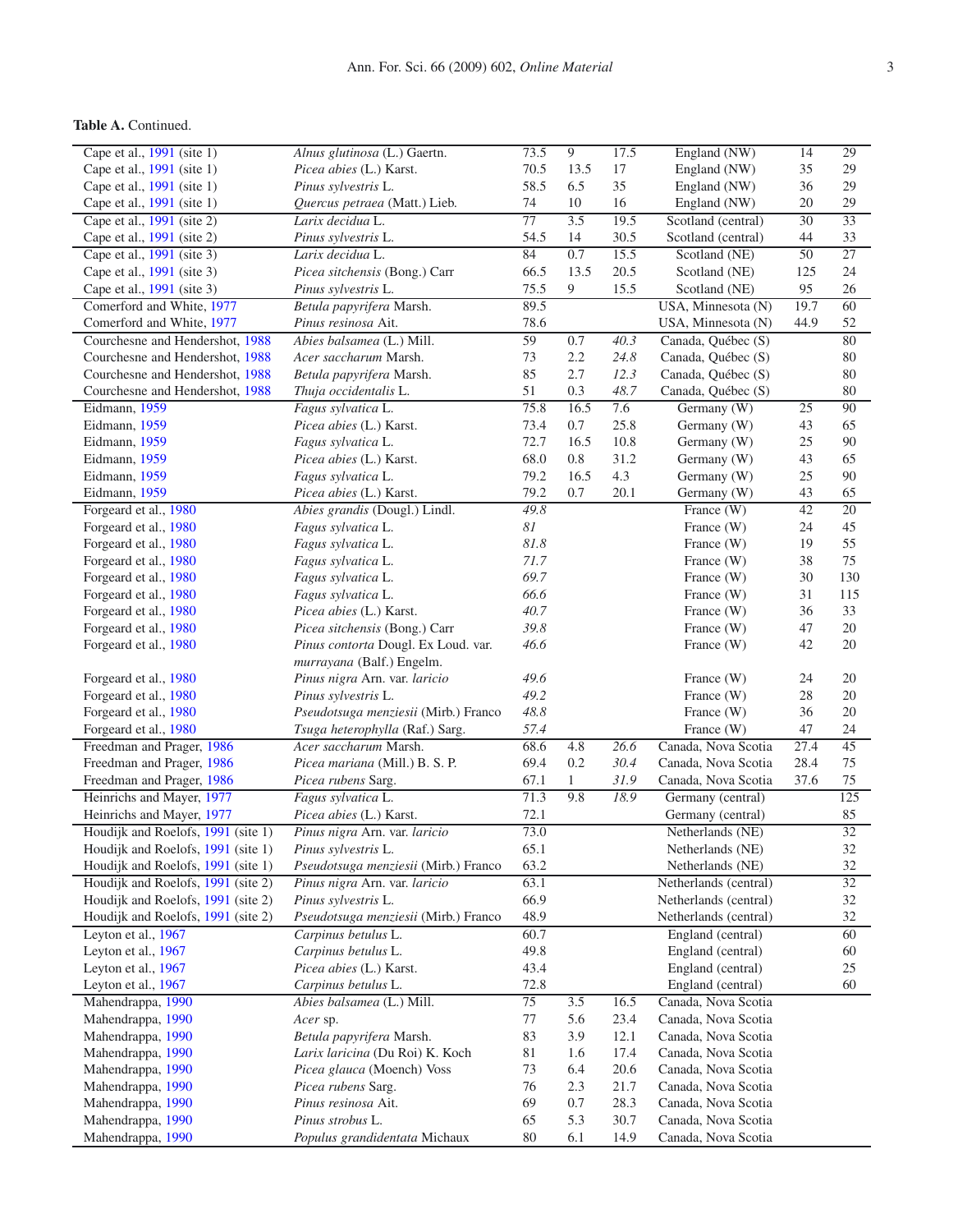**Table A.** Continued.

| | | | | | | | |
|---|---|---|---|---|---|---|---|
| Cape et al., 1991 (site 1) | *Alnus glutinosa* (L.) Gaertn. | 73.5 | 9 | 17.5 | England (NW) | 14 | 29 |
| Cape et al., 1991 (site 1) | *Picea abies* (L.) Karst. | 70.5 | 13.5 | 17 | England (NW) | 35 | 29 |
| Cape et al., 1991 (site 1) | *Pinus sylvestris* L. | 58.5 | 6.5 | 35 | England (NW) | 36 | 29 |
| Cape et al., 1991 (site 1) | *Quercus petraea* (Matt.) Lieb. | 74 | 10 | 16 | England (NW) | 20 | 29 |
| Cape et al., 1991 (site 2) | *Larix decidua* L. | 77 | 3.5 | 19.5 | Scotland (central) | 30 | 33 |
| Cape et al., 1991 (site 2) | *Pinus sylvestris* L. | 54.5 | 14 | 30.5 | Scotland (central) | 44 | 33 |
| Cape et al., 1991 (site 3) | *Larix decidua* L. | 84 | 0.7 | 15.5 | Scotland (NE) | 50 | 27 |
| Cape et al., 1991 (site 3) | *Picea sitchensis* (Bong.) Carr | 66.5 | 13.5 | 20.5 | Scotland (NE) | 125 | 24 |
| Cape et al., 1991 (site 3) | *Pinus sylvestris* L. | 75.5 | 9 | 15.5 | Scotland (NE) | 95 | 26 |
| Comerford and White, 1977 | *Betula papyrifera* Marsh. | 89.5 | | | USA, Minnesota (N) | 19.7 | 60 |
| Comerford and White, 1977 | *Pinus resinosa* Ait. | 78.6 | | | USA, Minnesota (N) | 44.9 | 52 |
| Courchesne and Hendershot, 1988 | *Abies balsamea* (L.) Mill. | 59 | 0.7 | *40.3* | Canada, Québec (S) | | 80 |
| Courchesne and Hendershot, 1988 | *Acer saccharum* Marsh. | 73 | 2.2 | *24.8* | Canada, Québec (S) | | 80 |
| Courchesne and Hendershot, 1988 | *Betula papyrifera* Marsh. | 85 | 2.7 | *12.3* | Canada, Québec (S) | | 80 |
| Courchesne and Hendershot, 1988 | *Thuja occidentalis* L. | 51 | 0.3 | *48.7* | Canada, Québec (S) | | 80 |
| Eidmann, 1959 | *Fagus sylvatica* L. | 75.8 | 16.5 | 7.6 | Germany (W) | 25 | 90 |
| Eidmann, 1959 | *Picea abies* (L.) Karst. | 73.4 | 0.7 | 25.8 | Germany (W) | 43 | 65 |
| Eidmann, 1959 | *Fagus sylvatica* L. | 72.7 | 16.5 | 10.8 | Germany (W) | 25 | 90 |
| Eidmann, 1959 | *Picea abies* (L.) Karst. | 68.0 | 0.8 | 31.2 | Germany (W) | 43 | 65 |
| Eidmann, 1959 | *Fagus sylvatica* L. | 79.2 | 16.5 | 4.3 | Germany (W) | 25 | 90 |
| Eidmann, 1959 | *Picea abies* (L.) Karst. | 79.2 | 0.7 | 20.1 | Germany (W) | 43 | 65 |
| Forgeard et al., 1980 | *Abies grandis* (Dougl.) Lindl. | *49.8* | | | France (W) | 42 | 20 |
| Forgeard et al., 1980 | *Fagus sylvatica* L. | *81* | | | France (W) | 24 | 45 |
| Forgeard et al., 1980 | *Fagus sylvatica* L. | *81.8* | | | France (W) | 19 | 55 |
| Forgeard et al., 1980 | *Fagus sylvatica* L. | *71.7* | | | France (W) | 38 | 75 |
| Forgeard et al., 1980 | *Fagus sylvatica* L. | *69.7* | | | France (W) | 30 | 130 |
| Forgeard et al., 1980 | *Fagus sylvatica* L. | *66.6* | | | France (W) | 31 | 115 |
| Forgeard et al., 1980 | *Picea abies* (L.) Karst. | *40.7* | | | France (W) | 36 | 33 |
| Forgeard et al., 1980 | *Picea sitchensis* (Bong.) Carr | *39.8* | | | France (W) | 47 | 20 |
| Forgeard et al., 1980 | *Pinus contorta* Dougl. Ex Loud. var. *murrayana* (Balf.) Engelm. | *46.6* | | | France (W) | 42 | 20 |
| Forgeard et al., 1980 | *Pinus nigra* Arn. var. *laricio* | *49.6* | | | France (W) | 24 | 20 |
| Forgeard et al., 1980 | *Pinus sylvestris* L. | *49.2* | | | France (W) | 28 | 20 |
| Forgeard et al., 1980 | *Pseudotsuga menziesii* (Mirb.) Franco | *48.8* | | | France (W) | 36 | 20 |
| Forgeard et al., 1980 | *Tsuga heterophylla* (Raf.) Sarg. | *57.4* | | | France (W) | 47 | 24 |
| Freedman and Prager, 1986 | *Acer saccharum* Marsh. | 68.6 | 4.8 | *26.6* | Canada, Nova Scotia | 27.4 | 45 |
| Freedman and Prager, 1986 | *Picea mariana* (Mill.) B. S. P. | 69.4 | 0.2 | *30.4* | Canada, Nova Scotia | 28.4 | 75 |
| Freedman and Prager, 1986 | *Picea rubens* Sarg. | 67.1 | 1 | *31.9* | Canada, Nova Scotia | 37.6 | 75 |
| Heinrichs and Mayer, 1977 | *Fagus sylvatica* L. | 71.3 | 9.8 | *18.9* | Germany (central) | | 125 |
| Heinrichs and Mayer, 1977 | *Picea abies* (L.) Karst. | 72.1 | | | Germany (central) | | 85 |
| Houdijk and Roelofs, 1991 (site 1) | *Pinus nigra* Arn. var. *laricio* | 73.0 | | | Netherlands (NE) | | 32 |
| Houdijk and Roelofs, 1991 (site 1) | *Pinus sylvestris* L. | 65.1 | | | Netherlands (NE) | | 32 |
| Houdijk and Roelofs, 1991 (site 1) | *Pseudotsuga menziesii* (Mirb.) Franco | 63.2 | | | Netherlands (NE) | | 32 |
| Houdijk and Roelofs, 1991 (site 2) | *Pinus nigra* Arn. var. *laricio* | 63.1 | | | Netherlands (central) | | 32 |
| Houdijk and Roelofs, 1991 (site 2) | *Pinus sylvestris* L. | 66.9 | | | Netherlands (central) | | 32 |
| Houdijk and Roelofs, 1991 (site 2) | *Pseudotsuga menziesii* (Mirb.) Franco | 48.9 | | | Netherlands (central) | | 32 |
| Leyton et al., 1967 | *Carpinus betulus* L. | 60.7 | | | England (central) | | 60 |
| Leyton et al., 1967 | *Carpinus betulus* L. | 49.8 | | | England (central) | | 60 |
| Leyton et al., 1967 | *Picea abies* (L.) Karst. | 43.4 | | | England (central) | | 25 |
| Leyton et al., 1967 | *Carpinus betulus* L. | 72.8 | | | England (central) | | 60 |
| Mahendrappa, 1990 | *Abies balsamea* (L.) Mill. | 75 | 3.5 | 16.5 | Canada, Nova Scotia | | |
| Mahendrappa, 1990 | *Acer* sp. | 77 | 5.6 | 23.4 | Canada, Nova Scotia | | |
| Mahendrappa, 1990 | *Betula papyrifera* Marsh. | 83 | 3.9 | 12.1 | Canada, Nova Scotia | | |
| Mahendrappa, 1990 | *Larix laricina* (Du Roi) K. Koch | 81 | 1.6 | 17.4 | Canada, Nova Scotia | | |
| Mahendrappa, 1990 | *Picea glauca* (Moench) Voss | 73 | 6.4 | 20.6 | Canada, Nova Scotia | | |
| Mahendrappa, 1990 | *Picea rubens* Sarg. | 76 | 2.3 | 21.7 | Canada, Nova Scotia | | |
| Mahendrappa, 1990 | *Pinus resinosa* Ait. | 69 | 0.7 | 28.3 | Canada, Nova Scotia | | |
| Mahendrappa, 1990 | *Pinus strobus* L. | 65 | 5.3 | 30.7 | Canada, Nova Scotia | | |
| Mahendrappa, 1990 | *Populus grandidentata* Michaux | 80 | 6.1 | 14.9 | Canada, Nova Scotia | | |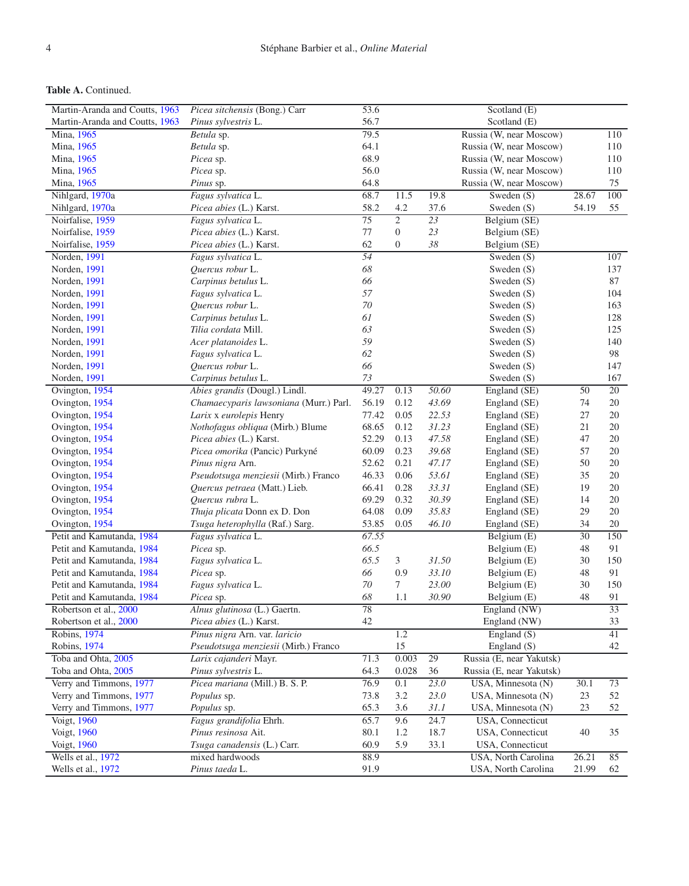**Table A.** Continued.

| | | | | | | | |
|---|---|---|---|---|---|---|---|
| Martin-Aranda and Coutts, 1963 | *Picea sitchensis* (Bong.) Carr | 53.6 | | | Scotland (E) | | |
| Martin-Aranda and Coutts, 1963 | *Pinus sylvestris* L. | 56.7 | | | Scotland (E) | | |
| Mina, 1965 | *Betula* sp. | 79.5 | | | Russia (W, near Moscow) | | 110 |
| Mina, 1965 | *Betula* sp. | 64.1 | | | Russia (W, near Moscow) | | 110 |
| Mina, 1965 | *Picea* sp. | 68.9 | | | Russia (W, near Moscow) | | 110 |
| Mina, 1965 | *Picea* sp. | 56.0 | | | Russia (W, near Moscow) | | 110 |
| Mina, 1965 | *Pinus* sp. | 64.8 | | | Russia (W, near Moscow) | | 75 |
| Nihlgard, 1970a | *Fagus sylvatica* L. | 68.7 | 11.5 | 19.8 | Sweden (S) | 28.67 | 100 |
| Nihlgard, 1970a | *Picea abies* (L.) Karst. | 58.2 | 4.2 | 37.6 | Sweden (S) | 54.19 | 55 |
| Noirfalise, 1959 | *Fagus sylvatica* L. | 75 | 2 | *23* | Belgium (SE) | | |
| Noirfalise, 1959 | *Picea abies* (L.) Karst. | 77 | 0 | *23* | Belgium (SE) | | |
| Noirfalise, 1959 | *Picea abies* (L.) Karst. | 62 | 0 | *38* | Belgium (SE) | | |
| Norden, 1991 | *Fagus sylvatica* L. | *54* | | | Sweden (S) | | 107 |
| Norden, 1991 | *Quercus robur* L. | *68* | | | Sweden (S) | | 137 |
| Norden, 1991 | *Carpinus betulus* L. | *66* | | | Sweden (S) | | 87 |
| Norden, 1991 | *Fagus sylvatica* L. | *57* | | | Sweden (S) | | 104 |
| Norden, 1991 | *Quercus robur* L. | *70* | | | Sweden (S) | | 163 |
| Norden, 1991 | *Carpinus betulus* L. | *61* | | | Sweden (S) | | 128 |
| Norden, 1991 | *Tilia cordata* Mill. | *63* | | | Sweden (S) | | 125 |
| Norden, 1991 | *Acer platanoides* L. | *59* | | | Sweden (S) | | 140 |
| Norden, 1991 | *Fagus sylvatica* L. | *62* | | | Sweden (S) | | 98 |
| Norden, 1991 | *Quercus robur* L. | *66* | | | Sweden (S) | | 147 |
| Norden, 1991 | *Carpinus betulus* L. | *73* | | | Sweden (S) | | 167 |
| Ovington, 1954 | *Abies grandis* (Dougl.) Lindl. | 49.27 | 0.13 | *50.60* | England (SE) | 50 | 20 |
| Ovington, 1954 | *Chamaecyparis lawsoniana* (Murr.) Parl. | 56.19 | 0.12 | *43.69* | England (SE) | 74 | 20 |
| Ovington, 1954 | *Larix* x *eurolepis* Henry | 77.42 | 0.05 | *22.53* | England (SE) | 27 | 20 |
| Ovington, 1954 | *Nothofagus obliqua* (Mirb.) Blume | 68.65 | 0.12 | *31.23* | England (SE) | 21 | 20 |
| Ovington, 1954 | *Picea abies* (L.) Karst. | 52.29 | 0.13 | *47.58* | England (SE) | 47 | 20 |
| Ovington, 1954 | *Picea omorika* (Pancic) Purkyné | 60.09 | 0.23 | *39.68* | England (SE) | 57 | 20 |
| Ovington, 1954 | *Pinus nigra* Arn. | 52.62 | 0.21 | *47.17* | England (SE) | 50 | 20 |
| Ovington, 1954 | *Pseudotsuga menziesii* (Mirb.) Franco | 46.33 | 0.06 | *53.61* | England (SE) | 35 | 20 |
| Ovington, 1954 | *Quercus petraea* (Matt.) Lieb. | 66.41 | 0.28 | *33.31* | England (SE) | 19 | 20 |
| Ovington, 1954 | *Quercus rubra* L. | 69.29 | 0.32 | *30.39* | England (SE) | 14 | 20 |
| Ovington, 1954 | *Thuja plicata* Donn ex D. Don | 64.08 | 0.09 | *35.83* | England (SE) | 29 | 20 |
| Ovington, 1954 | *Tsuga heterophylla* (Raf.) Sarg. | 53.85 | 0.05 | *46.10* | England (SE) | 34 | 20 |
| Petit and Kamutanda, 1984 | *Fagus sylvatica* L. | *67.55* | | | Belgium (E) | 30 | 150 |
| Petit and Kamutanda, 1984 | *Picea* sp. | *66.5* | | | Belgium (E) | 48 | 91 |
| Petit and Kamutanda, 1984 | *Fagus sylvatica* L. | *65.5* | 3 | *31.50* | Belgium (E) | 30 | 150 |
| Petit and Kamutanda, 1984 | *Picea* sp. | *66* | 0.9 | *33.10* | Belgium (E) | 48 | 91 |
| Petit and Kamutanda, 1984 | *Fagus sylvatica* L. | *70* | 7 | *23.00* | Belgium (E) | 30 | 150 |
| Petit and Kamutanda, 1984 | *Picea* sp. | *68* | 1.1 | *30.90* | Belgium (E) | 48 | 91 |
| Robertson et al., 2000 | *Alnus glutinosa* (L.) Gaertn. | 78 | | | England (NW) | | 33 |
| Robertson et al., 2000 | *Picea abies* (L.) Karst. | 42 | | | England (NW) | | 33 |
| Robins, 1974 | *Pinus nigra* Arn. var. *laricio* | | 1.2 | | England (S) | | 41 |
| Robins, 1974 | *Pseudotsuga menziesii* (Mirb.) Franco | | 15 | | England (S) | | 42 |
| Toba and Ohta, 2005 | *Larix cajanderi* Mayr. | 71.3 | 0.003 | 29 | Russia (E, near Yakutsk) | | |
| Toba and Ohta, 2005 | *Pinus sylvestris* L. | 64.3 | 0.028 | 36 | Russia (E, near Yakutsk) | | |
| Verry and Timmons, 1977 | *Picea mariana* (Mill.) B. S. P. | 76.9 | 0.1 | *23.0* | USA, Minnesota (N) | 30.1 | 73 |
| Verry and Timmons, 1977 | *Populus* sp. | 73.8 | 3.2 | *23.0* | USA, Minnesota (N) | 23 | 52 |
| Verry and Timmons, 1977 | *Populus* sp. | 65.3 | 3.6 | *31.1* | USA, Minnesota (N) | 23 | 52 |
| Voigt, 1960 | *Fagus grandifolia* Ehrh. | 65.7 | 9.6 | 24.7 | USA, Connecticut | | |
| Voigt, 1960 | *Pinus resinosa* Ait. | 80.1 | 1.2 | 18.7 | USA, Connecticut | 40 | 35 |
| Voigt, 1960 | *Tsuga canadensis* (L.) Carr. | 60.9 | 5.9 | 33.1 | USA, Connecticut | | |
| Wells et al., 1972 | mixed hardwoods | 88.9 | | | USA, North Carolina | 26.21 | 85 |
| Wells et al., 1972 | *Pinus taeda* L. | 91.9 | | | USA, North Carolina | 21.99 | 62 |